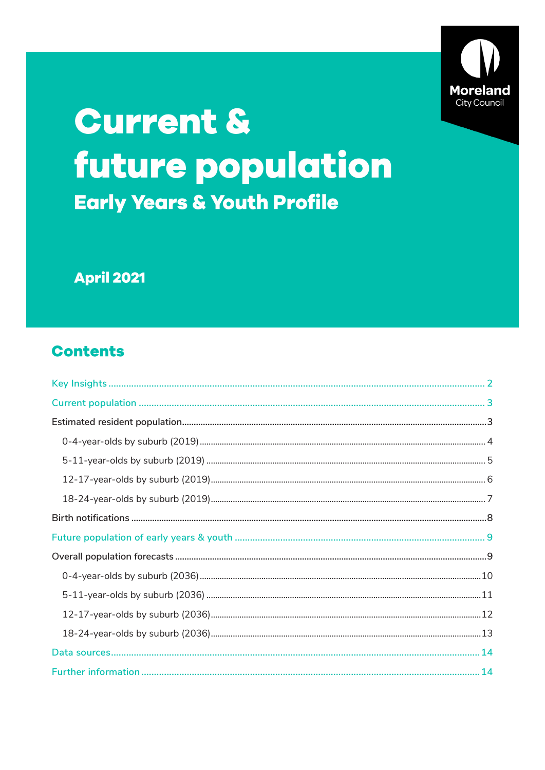Moreland City Council

# Current & future population

## Early Years & Youth Profile

**April 2021**

## Contents

- Key Insights ... 2
- Current population ... 3
- Estimated resident population ... 3
  - 0-4-year-olds by suburb (2019) ... 4
  - 5-11-year-olds by suburb (2019) ... 5
  - 12-17-year-olds by suburb (2019) ... 6
  - 18-24-year-olds by suburb (2019) ... 7
- Birth notifications ... 8
- Future population of early years & youth ... 9
- Overall population forecasts ... 9
  - 0-4-year-olds by suburb (2036) ... 10
  - 5-11-year-olds by suburb (2036) ... 11
  - 12-17-year-olds by suburb (2036) ... 12
  - 18-24-year-olds by suburb (2036) ... 13
- Data sources ... 14
- Further information ... 14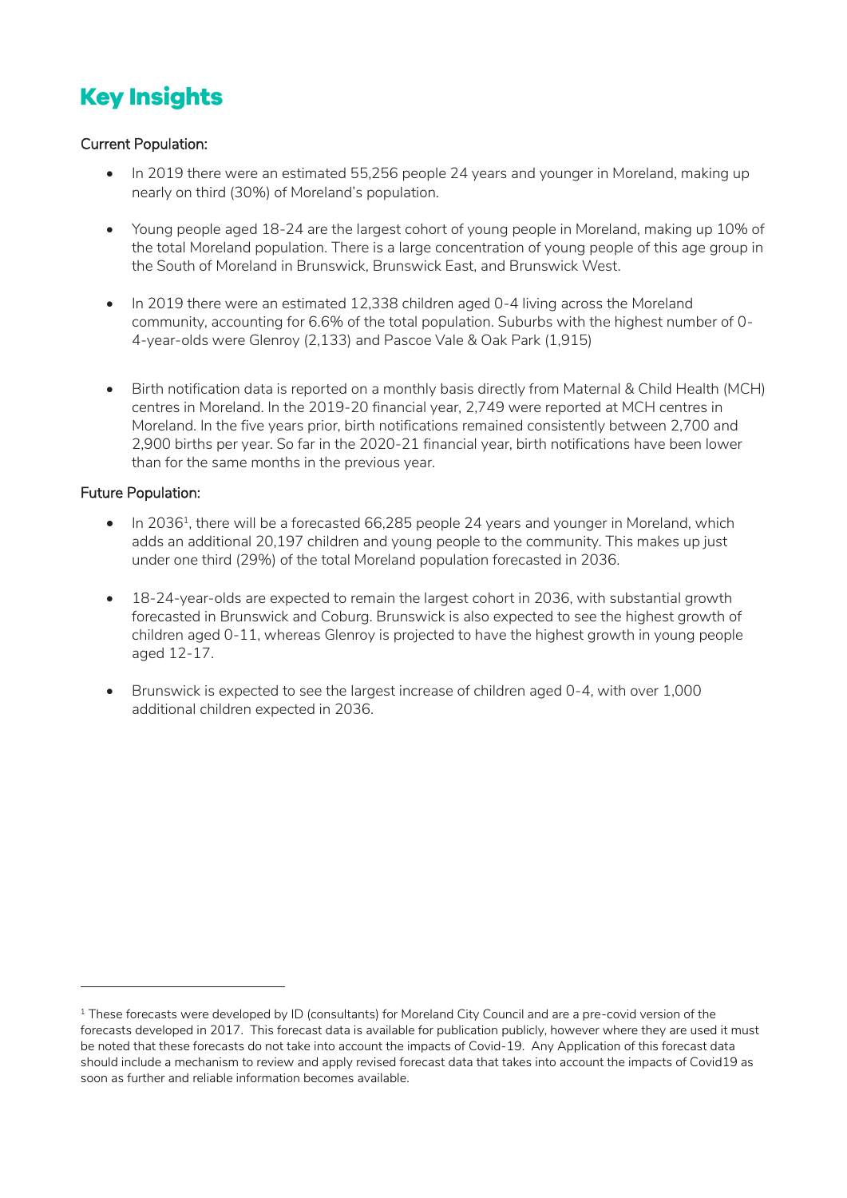# Key Insights

Current Population:

- In 2019 there were an estimated 55,256 people 24 years and younger in Moreland, making up nearly on third (30%) of Moreland's population.

- Young people aged 18-24 are the largest cohort of young people in Moreland, making up 10% of the total Moreland population. There is a large concentration of young people of this age group in the South of Moreland in Brunswick, Brunswick East, and Brunswick West.

- In 2019 there were an estimated 12,338 children aged 0-4 living across the Moreland community, accounting for 6.6% of the total population. Suburbs with the highest number of 0-4-year-olds were Glenroy (2,133) and Pascoe Vale & Oak Park (1,915)

- Birth notification data is reported on a monthly basis directly from Maternal & Child Health (MCH) centres in Moreland. In the 2019-20 financial year, 2,749 were reported at MCH centres in Moreland. In the five years prior, birth notifications remained consistently between 2,700 and 2,900 births per year. So far in the 2020-21 financial year, birth notifications have been lower than for the same months in the previous year.

Future Population:

- In 2036[1], there will be a forecasted 66,285 people 24 years and younger in Moreland, which adds an additional 20,197 children and young people to the community. This makes up just under one third (29%) of the total Moreland population forecasted in 2036.

- 18-24-year-olds are expected to remain the largest cohort in 2036, with substantial growth forecasted in Brunswick and Coburg. Brunswick is also expected to see the highest growth of children aged 0-11, whereas Glenroy is projected to have the highest growth in young people aged 12-17.

- Brunswick is expected to see the largest increase of children aged 0-4, with over 1,000 additional children expected in 2036.

---

[1] These forecasts were developed by ID (consultants) for Moreland City Council and are a pre-covid version of the forecasts developed in 2017. This forecast data is available for publication publicly, however where they are used it must be noted that these forecasts do not take into account the impacts of Covid-19. Any Application of this forecast data should include a mechanism to review and apply revised forecast data that takes into account the impacts of Covid19 as soon as further and reliable information becomes available.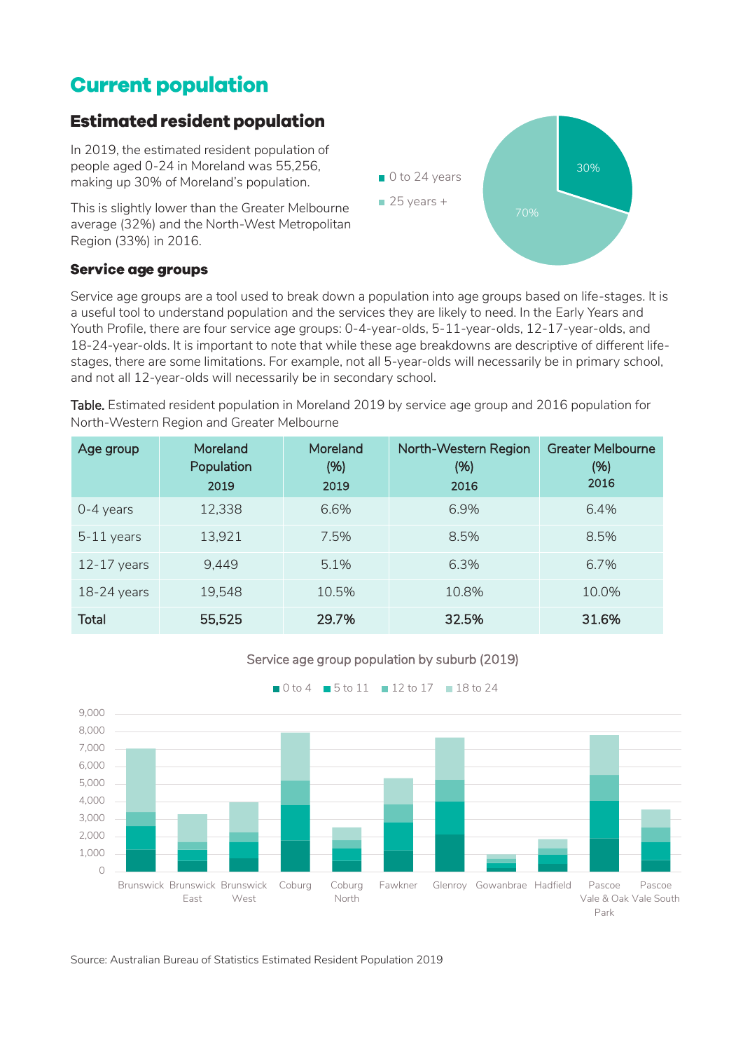# Current population

## Estimated resident population

In 2019, the estimated resident population of people aged 0-24 in Moreland was 55,256, making up 30% of Moreland's population.

This is slightly lower than the Greater Melbourne average (32%) and the North-West Metropolitan Region (33%) in 2016.

■ 0 to 24 years
■ 25 years +

30%
70%

### Service age groups

Service age groups are a tool used to break down a population into age groups based on life-stages. It is a useful tool to understand population and the services they are likely to need. In the Early Years and Youth Profile, there are four service age groups: 0-4-year-olds, 5-11-year-olds, 12-17-year-olds, and 18-24-year-olds. It is important to note that while these age breakdowns are descriptive of different life-stages, there are some limitations. For example, not all 5-year-olds will necessarily be in primary school, and not all 12-year-olds will necessarily be in secondary school.

**Table.** Estimated resident population in Moreland 2019 by service age group and 2016 population for North-Western Region and Greater Melbourne

| Age group | Moreland Population 2019 | Moreland (%) 2019 | North-Western Region (%) 2016 | Greater Melbourne (%) 2016 |
|---|---|---|---|---|
| 0-4 years | 12,338 | 6.6% | 6.9% | 6.4% |
| 5-11 years | 13,921 | 7.5% | 8.5% | 8.5% |
| 12-17 years | 9,449 | 5.1% | 6.3% | 6.7% |
| 18-24 years | 19,548 | 10.5% | 10.8% | 10.0% |
| **Total** | **55,525** | **29.7%** | **32.5%** | **31.6%** |

Service age group population by suburb (2019)

■ 0 to 4 ■ 5 to 11 ■ 12 to 17 ■ 18 to 24

Brunswick, Brunswick East, Brunswick West, Coburg, Coburg North, Fawkner, Glenroy, Gowanbrae, Hadfield, Pascoe Vale & Oak Park, Pascoe Vale South

Source: Australian Bureau of Statistics Estimated Resident Population 2019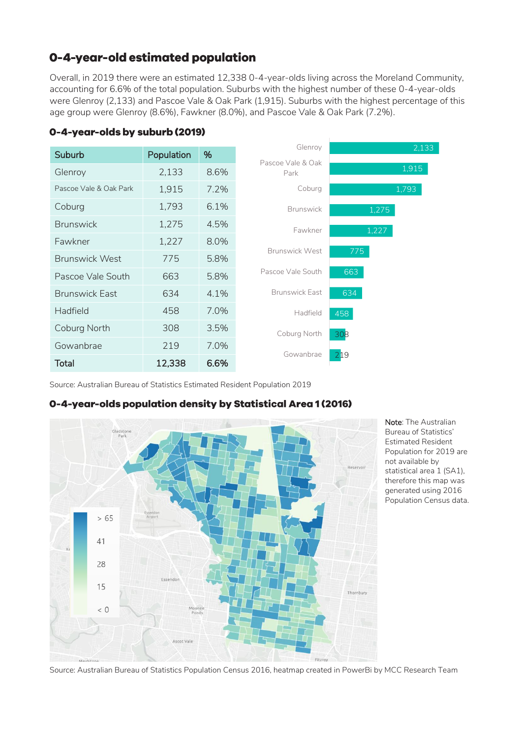## 0-4-year-old estimated population

Overall, in 2019 there were an estimated 12,338 0-4-year-olds living across the Moreland Community, accounting for 6.6% of the total population. Suburbs with the highest number of these 0-4-year-olds were Glenroy (2,133) and Pascoe Vale & Oak Park (1,915). Suburbs with the highest percentage of this age group were Glenroy (8.6%), Fawkner (8.0%), and Pascoe Vale & Oak Park (7.2%).

### 0-4-year-olds by suburb (2019)

| Suburb | Population | % |
|---|---|---|
| Glenroy | 2,133 | 8.6% |
| Pascoe Vale & Oak Park | 1,915 | 7.2% |
| Coburg | 1,793 | 6.1% |
| Brunswick | 1,275 | 4.5% |
| Fawkner | 1,227 | 8.0% |
| Brunswick West | 775 | 5.8% |
| Pascoe Vale South | 663 | 5.8% |
| Brunswick East | 634 | 4.1% |
| Hadfield | 458 | 7.0% |
| Coburg North | 308 | 3.5% |
| Gowanbrae | 219 | 7.0% |
| **Total** | **12,338** | **6.6%** |

Source: Australian Bureau of Statistics Estimated Resident Population 2019

### 0-4-year-olds population density by Statistical Area 1 (2016)

Note: The Australian Bureau of Statistics' Estimated Resident Population for 2019 are not available by statistical area 1 (SA1), therefore this map was generated using 2016 Population Census data.

Source: Australian Bureau of Statistics Population Census 2016, heatmap created in PowerBi by MCC Research Team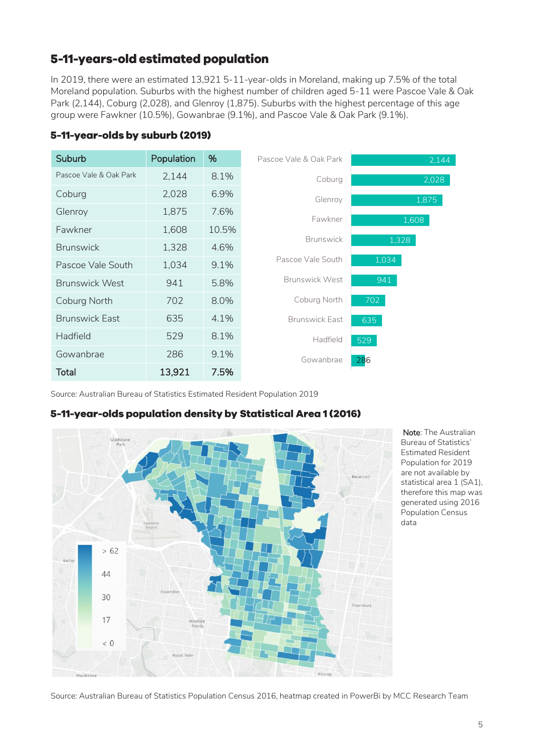## 5-11-years-old estimated population

In 2019, there were an estimated 13,921 5-11-year-olds in Moreland, making up 7.5% of the total Moreland population. Suburbs with the highest number of children aged 5-11 were Pascoe Vale & Oak Park (2,144), Coburg (2,028), and Glenroy (1,875). Suburbs with the highest percentage of this age group were Fawkner (10.5%), Gowanbrae (9.1%), and Pascoe Vale & Oak Park (9.1%).

### 5-11-year-olds by suburb (2019)

| Suburb | Population | % |
|---|---|---|
| Pascoe Vale & Oak Park | 2,144 | 8.1% |
| Coburg | 2,028 | 6.9% |
| Glenroy | 1,875 | 7.6% |
| Fawkner | 1,608 | 10.5% |
| Brunswick | 1,328 | 4.6% |
| Pascoe Vale South | 1,034 | 9.1% |
| Brunswick West | 941 | 5.8% |
| Coburg North | 702 | 8.0% |
| Brunswick East | 635 | 4.1% |
| Hadfield | 529 | 8.1% |
| Gowanbrae | 286 | 9.1% |
| **Total** | **13,921** | **7.5%** |

Source: Australian Bureau of Statistics Estimated Resident Population 2019

### 5-11-year-olds population density by Statistical Area 1 (2016)

**Note**: The Australian Bureau of Statistics' Estimated Resident Population for 2019 are not available by statistical area 1 (SA1), therefore this map was generated using 2016 Population Census data

Source: Australian Bureau of Statistics Population Census 2016, heatmap created in PowerBi by MCC Research Team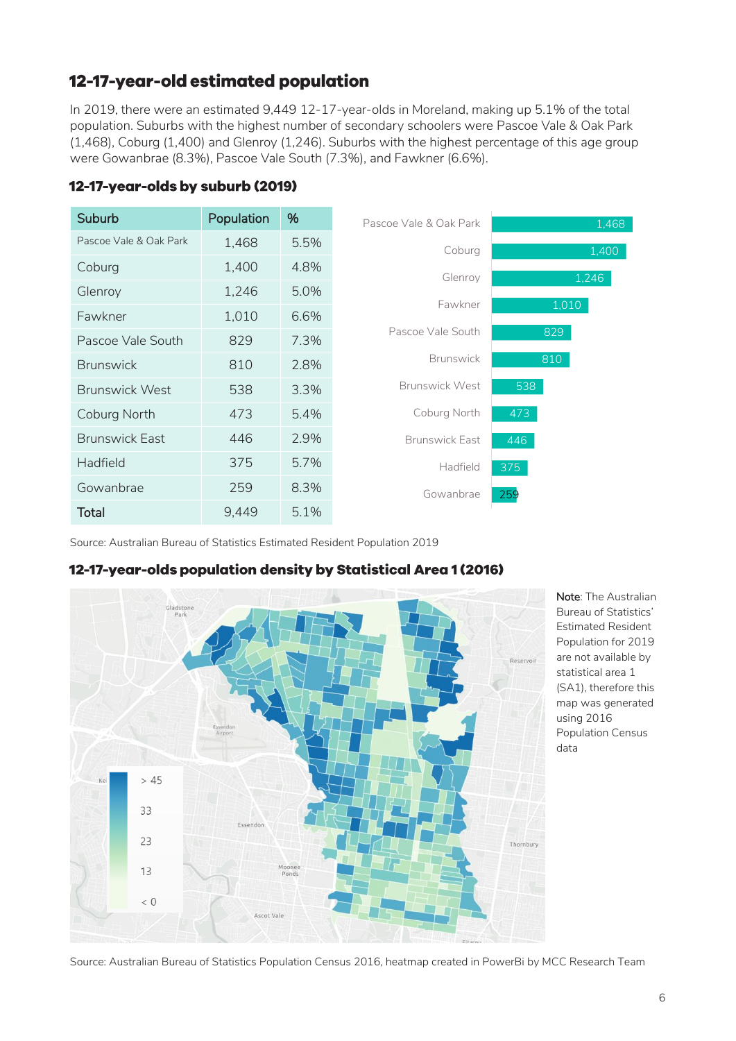## 12-17-year-old estimated population

In 2019, there were an estimated 9,449 12-17-year-olds in Moreland, making up 5.1% of the total population. Suburbs with the highest number of secondary schoolers were Pascoe Vale & Oak Park (1,468), Coburg (1,400) and Glenroy (1,246). Suburbs with the highest percentage of this age group were Gowanbrae (8.3%), Pascoe Vale South (7.3%), and Fawkner (6.6%).

### 12-17-year-olds by suburb (2019)

| Suburb | Population | % |
|---|---|---|
| Pascoe Vale & Oak Park | 1,468 | 5.5% |
| Coburg | 1,400 | 4.8% |
| Glenroy | 1,246 | 5.0% |
| Fawkner | 1,010 | 6.6% |
| Pascoe Vale South | 829 | 7.3% |
| Brunswick | 810 | 2.8% |
| Brunswick West | 538 | 3.3% |
| Coburg North | 473 | 5.4% |
| Brunswick East | 446 | 2.9% |
| Hadfield | 375 | 5.7% |
| Gowanbrae | 259 | 8.3% |
| **Total** | 9,449 | 5.1% |

Source: Australian Bureau of Statistics Estimated Resident Population 2019

### 12-17-year-olds population density by Statistical Area 1 (2016)

**Note**: The Australian Bureau of Statistics' Estimated Resident Population for 2019 are not available by statistical area 1 (SA1), therefore this map was generated using 2016 Population Census data

Source: Australian Bureau of Statistics Population Census 2016, heatmap created in PowerBi by MCC Research Team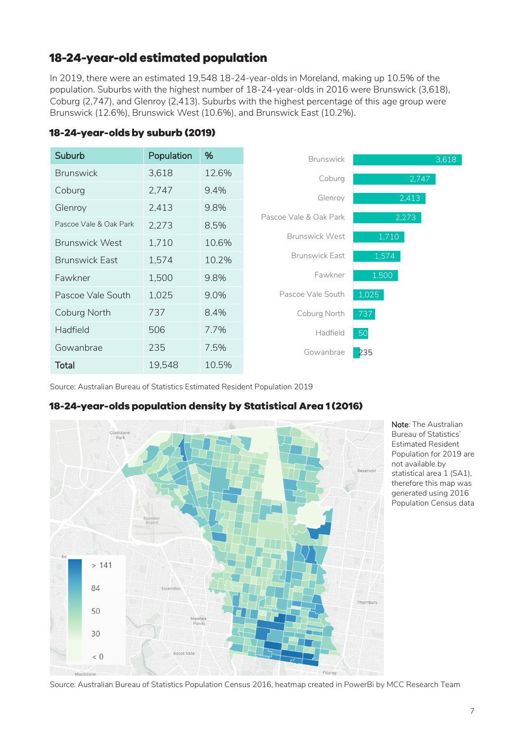## 18-24-year-old estimated population

In 2019, there were an estimated 19,548 18-24-year-olds in Moreland, making up 10.5% of the population. Suburbs with the highest number of 18-24-year-olds in 2016 were Brunswick (3,618), Coburg (2,747), and Glenroy (2,413). Suburbs with the highest percentage of this age group were Brunswick (12.6%), Brunswick West (10.6%), and Brunswick East (10.2%).

### 18-24-year-olds by suburb (2019)

| Suburb | Population | % |
|---|---|---|
| Brunswick | 3,618 | 12.6% |
| Coburg | 2,747 | 9.4% |
| Glenroy | 2,413 | 9.8% |
| Pascoe Vale & Oak Park | 2,273 | 8.5% |
| Brunswick West | 1,710 | 10.6% |
| Brunswick East | 1,574 | 10.2% |
| Fawkner | 1,500 | 9.8% |
| Pascoe Vale South | 1,025 | 9.0% |
| Coburg North | 737 | 8.4% |
| Hadfield | 506 | 7.7% |
| Gowanbrae | 235 | 7.5% |
| **Total** | 19,548 | 10.5% |

Source: Australian Bureau of Statistics Estimated Resident Population 2019

### 18-24-year-olds population density by Statistical Area 1 (2016)

Note: The Australian Bureau of Statistics' Estimated Resident Population for 2019 are not available by statistical area 1 (SA1), therefore this map was generated using 2016 Population Census data

Source: Australian Bureau of Statistics Population Census 2016, heatmap created in PowerBi by MCC Research Team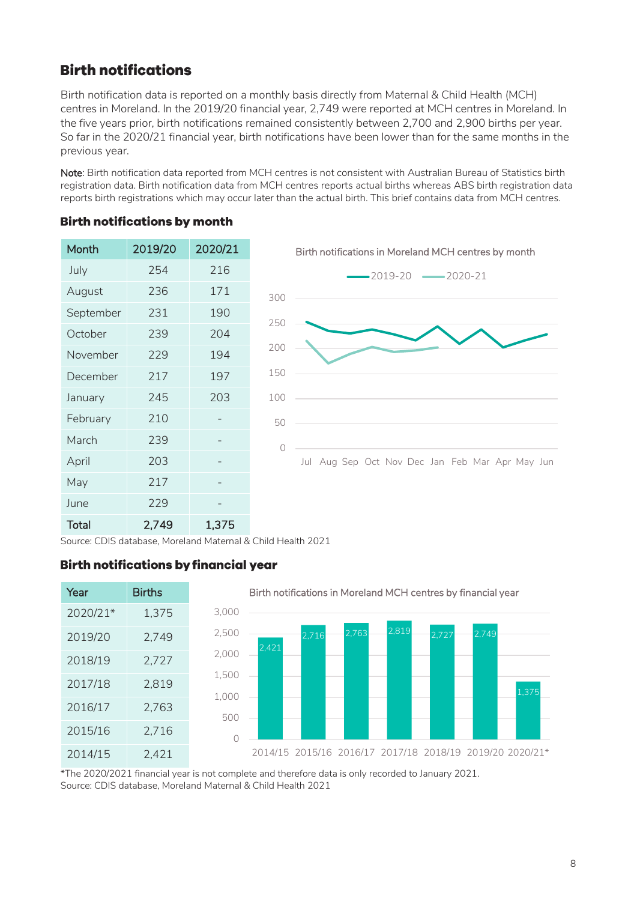## Birth notifications

Birth notification data is reported on a monthly basis directly from Maternal & Child Health (MCH) centres in Moreland. In the 2019/20 financial year, 2,749 were reported at MCH centres in Moreland. In the five years prior, birth notifications remained consistently between 2,700 and 2,900 births per year. So far in the 2020/21 financial year, birth notifications have been lower than for the same months in the previous year.

**Note**: Birth notification data reported from MCH centres is not consistent with Australian Bureau of Statistics birth registration data. Birth notification data from MCH centres reports actual births whereas ABS birth registration data reports birth registrations which may occur later than the actual birth. This brief contains data from MCH centres.

### Birth notifications by month

| Month | 2019/20 | 2020/21 |
|---|---|---|
| July | 254 | 216 |
| August | 236 | 171 |
| September | 231 | 190 |
| October | 239 | 204 |
| November | 229 | 194 |
| December | 217 | 197 |
| January | 245 | 203 |
| February | 210 | - |
| March | 239 | - |
| April | 203 | - |
| May | 217 | - |
| June | 229 | - |
| **Total** | **2,749** | **1,375** |

Birth notifications in Moreland MCH centres by month

Source: CDIS database, Moreland Maternal & Child Health 2021

### Birth notifications by financial year

| Year | Births |
|---|---|
| 2020/21* | 1,375 |
| 2019/20 | 2,749 |
| 2018/19 | 2,727 |
| 2017/18 | 2,819 |
| 2016/17 | 2,763 |
| 2015/16 | 2,716 |
| 2014/15 | 2,421 |

Birth notifications in Moreland MCH centres by financial year

*The 2020/2021 financial year is not complete and therefore data is only recorded to January 2021.
Source: CDIS database, Moreland Maternal & Child Health 2021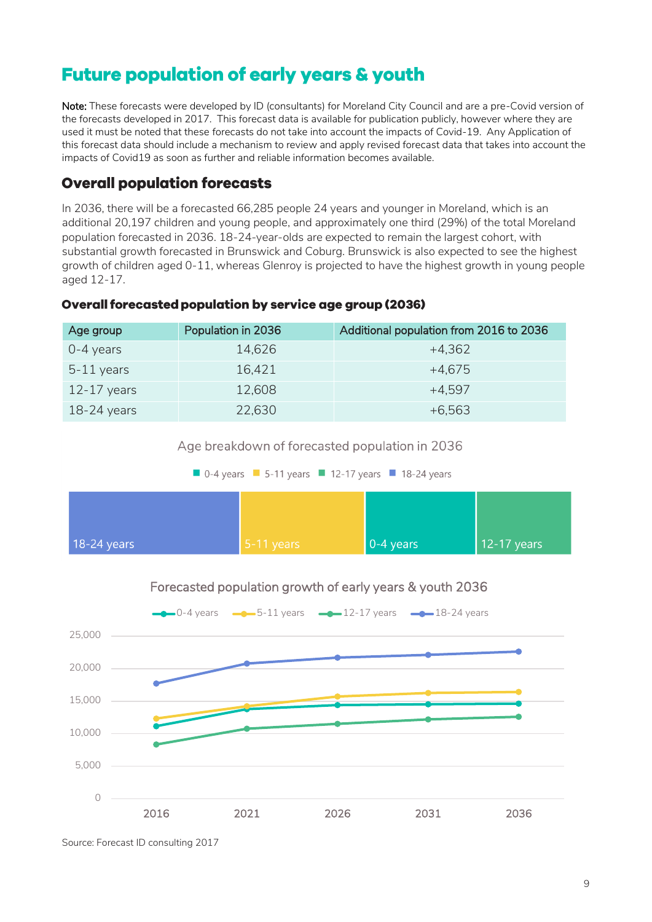# Future population of early years & youth

**Note:** These forecasts were developed by ID (consultants) for Moreland City Council and are a pre-Covid version of the forecasts developed in 2017. This forecast data is available for publication publicly, however where they are used it must be noted that these forecasts do not take into account the impacts of Covid-19. Any Application of this forecast data should include a mechanism to review and apply revised forecast data that takes into account the impacts of Covid19 as soon as further and reliable information becomes available.

## Overall population forecasts

In 2036, there will be a forecasted 66,285 people 24 years and younger in Moreland, which is an additional 20,197 children and young people, and approximately one third (29%) of the total Moreland population forecasted in 2036. 18-24-year-olds are expected to remain the largest cohort, with substantial growth forecasted in Brunswick and Coburg. Brunswick is also expected to see the highest growth of children aged 0-11, whereas Glenroy is projected to have the highest growth in young people aged 12-17.

### Overall forecasted population by service age group (2036)

| Age group | Population in 2036 | Additional population from 2016 to 2036 |
|---|---|---|
| 0-4 years | 14,626 | +4,362 |
| 5-11 years | 16,421 | +4,675 |
| 12-17 years | 12,608 | +4,597 |
| 18-24 years | 22,630 | +6,563 |

Age breakdown of forecasted population in 2036

■ 0-4 years ■ 5-11 years ■ 12-17 years ■ 18-24 years

18-24 years | 5-11 years | 0-4 years | 12-17 years

Forecasted population growth of early years & youth 2036

0-4 years, 5-11 years, 12-17 years, 18-24 years

25,000 / 20,000 / 15,000 / 10,000 / 5,000 / 0

2016 / 2021 / 2026 / 2031 / 2036

Source: Forecast ID consulting 2017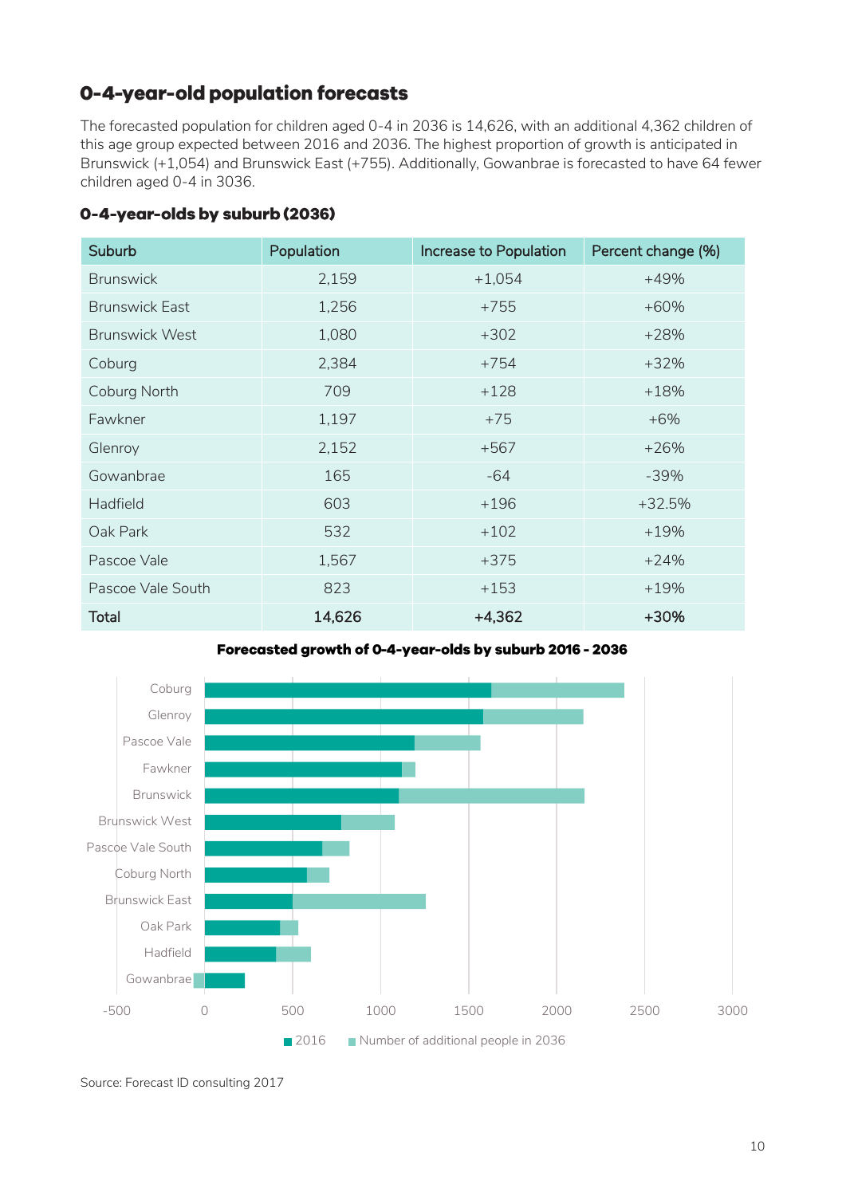## 0-4-year-old population forecasts

The forecasted population for children aged 0-4 in 2036 is 14,626, with an additional 4,362 children of this age group expected between 2016 and 2036. The highest proportion of growth is anticipated in Brunswick (+1,054) and Brunswick East (+755). Additionally, Gowanbrae is forecasted to have 64 fewer children aged 0-4 in 3036.

### 0-4-year-olds by suburb (2036)

| Suburb | Population | Increase to Population | Percent change (%) |
|---|---|---|---|
| Brunswick | 2,159 | +1,054 | +49% |
| Brunswick East | 1,256 | +755 | +60% |
| Brunswick West | 1,080 | +302 | +28% |
| Coburg | 2,384 | +754 | +32% |
| Coburg North | 709 | +128 | +18% |
| Fawkner | 1,197 | +75 | +6% |
| Glenroy | 2,152 | +567 | +26% |
| Gowanbrae | 165 | -64 | -39% |
| Hadfield | 603 | +196 | +32.5% |
| Oak Park | 532 | +102 | +19% |
| Pascoe Vale | 1,567 | +375 | +24% |
| Pascoe Vale South | 823 | +153 | +19% |
| **Total** | **14,626** | **+4,362** | **+30%** |

**Forecasted growth of 0-4-year-olds by suburb 2016 - 2036**

Source: Forecast ID consulting 2017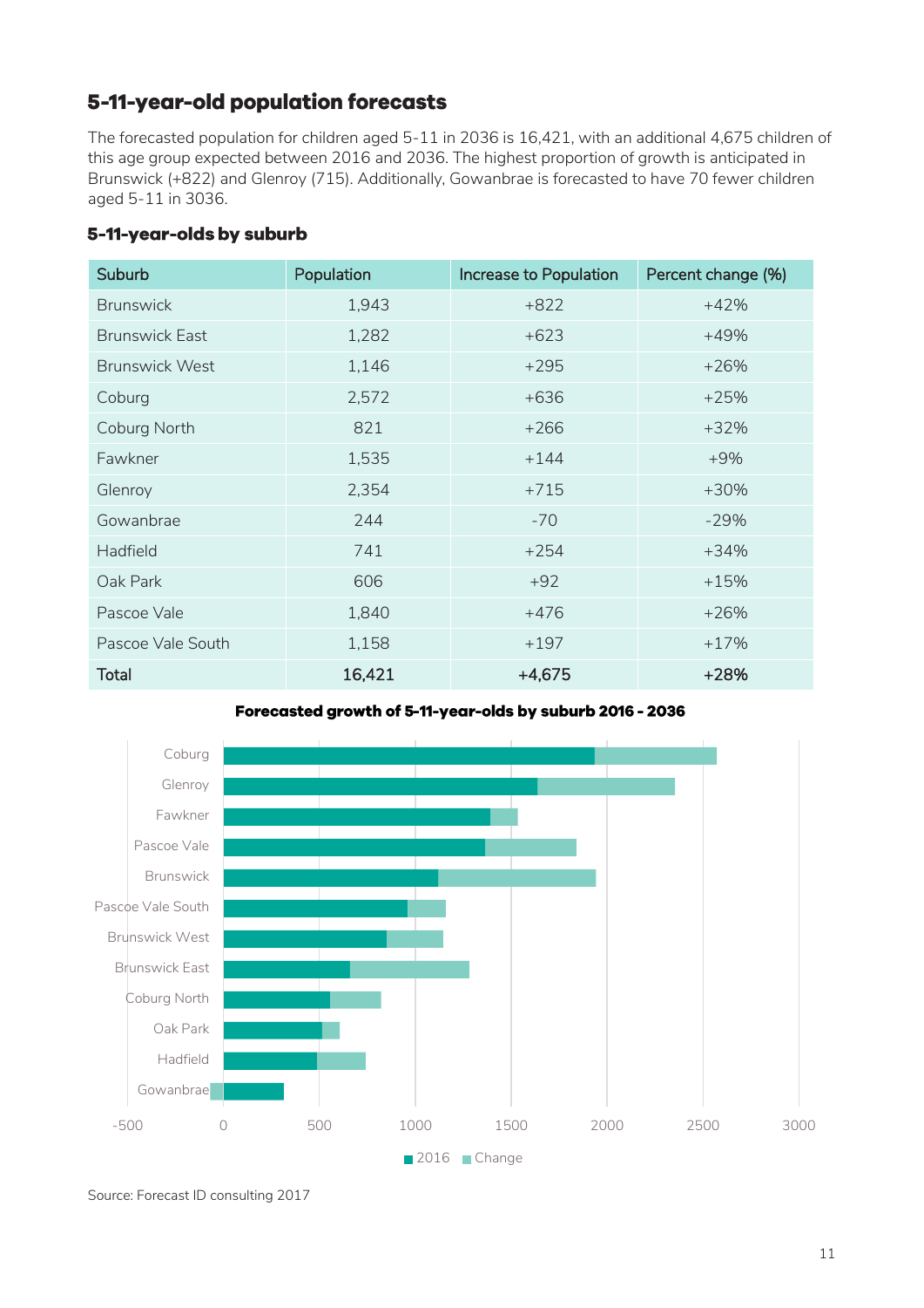## 5-11-year-old population forecasts

The forecasted population for children aged 5-11 in 2036 is 16,421, with an additional 4,675 children of this age group expected between 2016 and 2036. The highest proportion of growth is anticipated in Brunswick (+822) and Glenroy (715). Additionally, Gowanbrae is forecasted to have 70 fewer children aged 5-11 in 3036.

### 5-11-year-olds by suburb

| Suburb | Population | Increase to Population | Percent change (%) |
|---|---|---|---|
| Brunswick | 1,943 | +822 | +42% |
| Brunswick East | 1,282 | +623 | +49% |
| Brunswick West | 1,146 | +295 | +26% |
| Coburg | 2,572 | +636 | +25% |
| Coburg North | 821 | +266 | +32% |
| Fawkner | 1,535 | +144 | +9% |
| Glenroy | 2,354 | +715 | +30% |
| Gowanbrae | 244 | -70 | -29% |
| Hadfield | 741 | +254 | +34% |
| Oak Park | 606 | +92 | +15% |
| Pascoe Vale | 1,840 | +476 | +26% |
| Pascoe Vale South | 1,158 | +197 | +17% |
| **Total** | **16,421** | **+4,675** | **+28%** |

**Forecasted growth of 5-11-year-olds by suburb 2016 - 2036**

Source: Forecast ID consulting 2017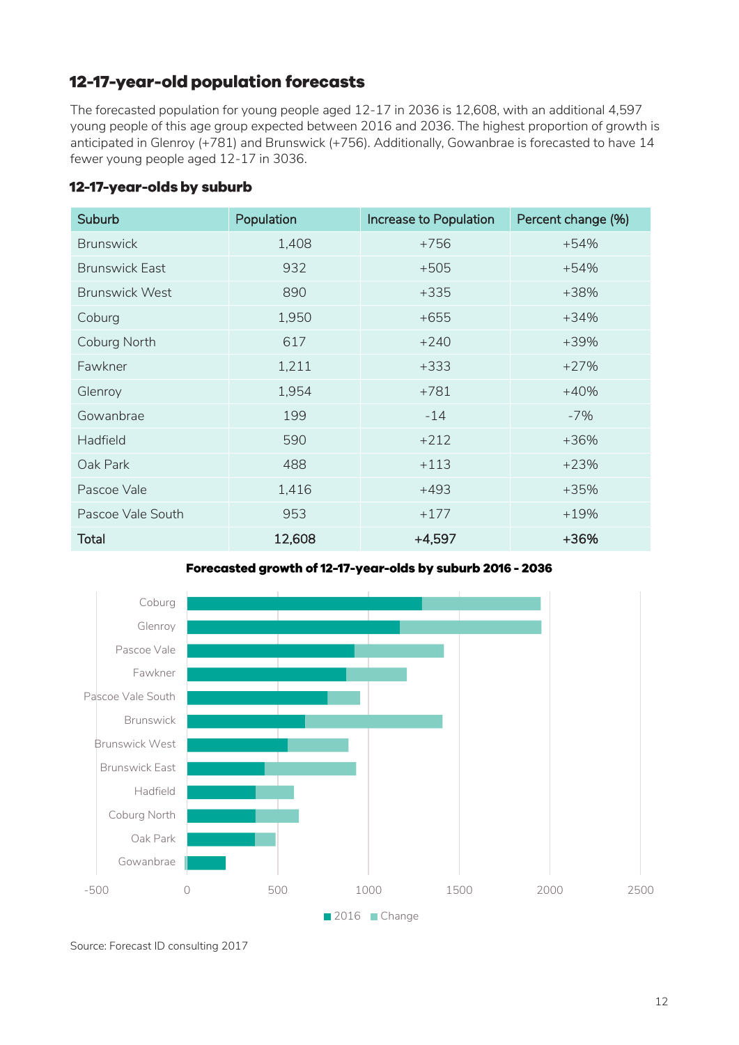## 12-17-year-old population forecasts

The forecasted population for young people aged 12-17 in 2036 is 12,608, with an additional 4,597 young people of this age group expected between 2016 and 2036. The highest proportion of growth is anticipated in Glenroy (+781) and Brunswick (+756). Additionally, Gowanbrae is forecasted to have 14 fewer young people aged 12-17 in 3036.

### 12-17-year-olds by suburb

| Suburb | Population | Increase to Population | Percent change (%) |
|---|---|---|---|
| Brunswick | 1,408 | +756 | +54% |
| Brunswick East | 932 | +505 | +54% |
| Brunswick West | 890 | +335 | +38% |
| Coburg | 1,950 | +655 | +34% |
| Coburg North | 617 | +240 | +39% |
| Fawkner | 1,211 | +333 | +27% |
| Glenroy | 1,954 | +781 | +40% |
| Gowanbrae | 199 | -14 | -7% |
| Hadfield | 590 | +212 | +36% |
| Oak Park | 488 | +113 | +23% |
| Pascoe Vale | 1,416 | +493 | +35% |
| Pascoe Vale South | 953 | +177 | +19% |
| **Total** | **12,608** | **+4,597** | **+36%** |

**Forecasted growth of 12-17-year-olds by suburb 2016 - 2036**

| Suburb | 2016 (approx.) | Change (approx.) |
|---|---|---|
| Coburg | 1,295 | 655 |
| Glenroy | 1,173 | 781 |
| Pascoe Vale | 923 | 493 |
| Fawkner | 878 | 333 |
| Pascoe Vale South | 776 | 177 |
| Brunswick | 652 | 756 |
| Brunswick West | 555 | 335 |
| Brunswick East | 427 | 505 |
| Hadfield | 378 | 212 |
| Coburg North | 377 | 240 |
| Oak Park | 375 | 113 |
| Gowanbrae | 213 | -14 |

Source: Forecast ID consulting 2017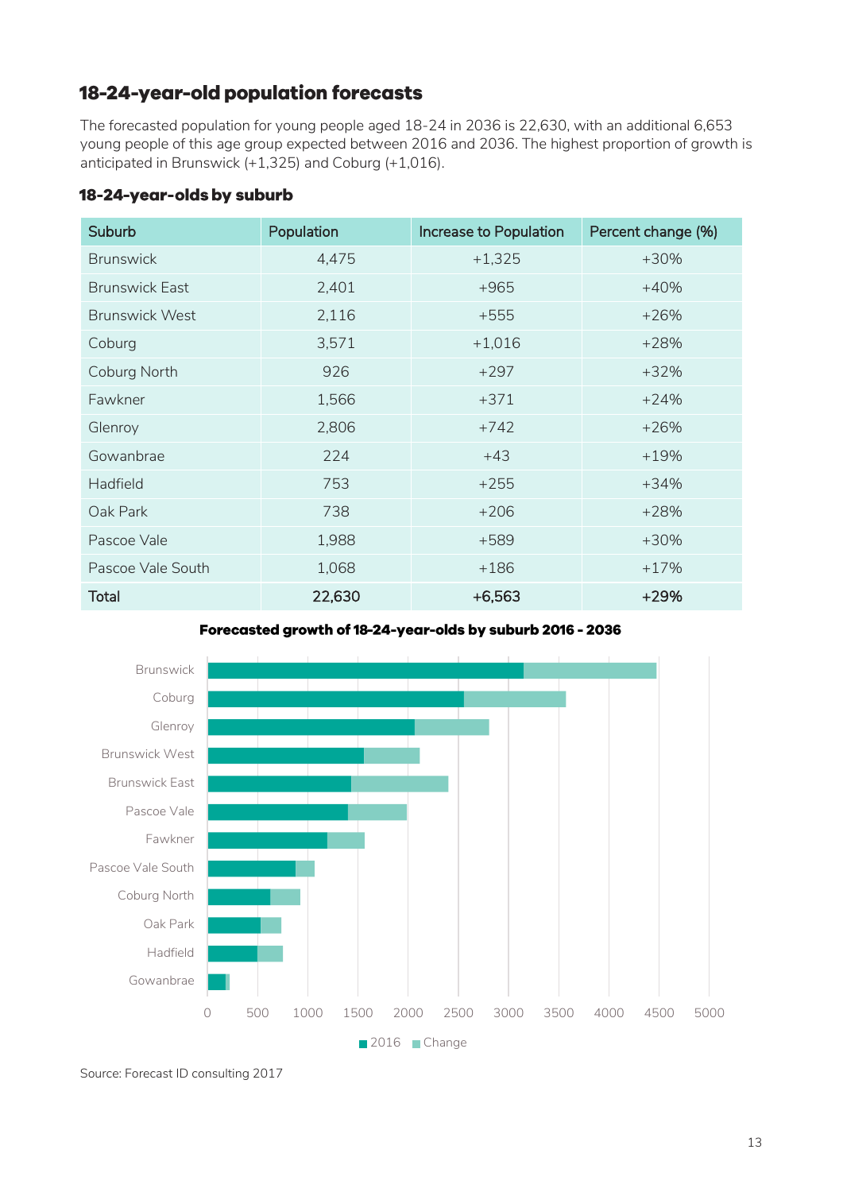## 18-24-year-old population forecasts

The forecasted population for young people aged 18-24 in 2036 is 22,630, with an additional 6,653 young people of this age group expected between 2016 and 2036. The highest proportion of growth is anticipated in Brunswick (+1,325) and Coburg (+1,016).

### 18-24-year-olds by suburb

| Suburb | Population | Increase to Population | Percent change (%) |
|---|---|---|---|
| Brunswick | 4,475 | +1,325 | +30% |
| Brunswick East | 2,401 | +965 | +40% |
| Brunswick West | 2,116 | +555 | +26% |
| Coburg | 3,571 | +1,016 | +28% |
| Coburg North | 926 | +297 | +32% |
| Fawkner | 1,566 | +371 | +24% |
| Glenroy | 2,806 | +742 | +26% |
| Gowanbrae | 224 | +43 | +19% |
| Hadfield | 753 | +255 | +34% |
| Oak Park | 738 | +206 | +28% |
| Pascoe Vale | 1,988 | +589 | +30% |
| Pascoe Vale South | 1,068 | +186 | +17% |
| **Total** | **22,630** | **+6,563** | **+29%** |

**Forecasted growth of 18-24-year-olds by suburb 2016 - 2036**

Source: Forecast ID consulting 2017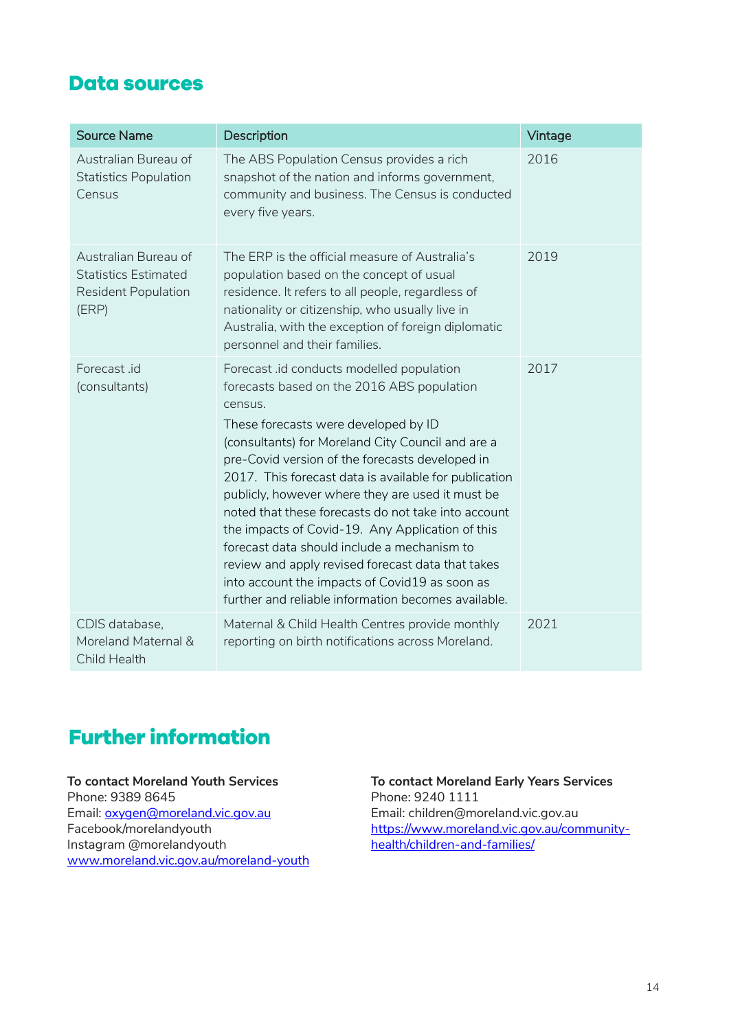## Data sources

| Source Name | Description | Vintage |
|---|---|---|
| Australian Bureau of Statistics Population Census | The ABS Population Census provides a rich snapshot of the nation and informs government, community and business. The Census is conducted every five years. | 2016 |
| Australian Bureau of Statistics Estimated Resident Population (ERP) | The ERP is the official measure of Australia's population based on the concept of usual residence. It refers to all people, regardless of nationality or citizenship, who usually live in Australia, with the exception of foreign diplomatic personnel and their families. | 2019 |
| Forecast .id (consultants) | Forecast .id conducts modelled population forecasts based on the 2016 ABS population census.<br>These forecasts were developed by ID (consultants) for Moreland City Council and are a pre-Covid version of the forecasts developed in 2017. This forecast data is available for publication publicly, however where they are used it must be noted that these forecasts do not take into account the impacts of Covid-19. Any Application of this forecast data should include a mechanism to review and apply revised forecast data that takes into account the impacts of Covid19 as soon as further and reliable information becomes available. | 2017 |
| CDIS database, Moreland Maternal & Child Health | Maternal & Child Health Centres provide monthly reporting on birth notifications across Moreland. | 2021 |

## Further information

**To contact Moreland Youth Services**
Phone: 9389 8645
Email: oxygen@moreland.vic.gov.au
Facebook/morelandyouth
Instagram @morelandyouth
www.moreland.vic.gov.au/moreland-youth

**To contact Moreland Early Years Services**
Phone: 9240 1111
Email: children@moreland.vic.gov.au
https://www.moreland.vic.gov.au/community-health/children-and-families/